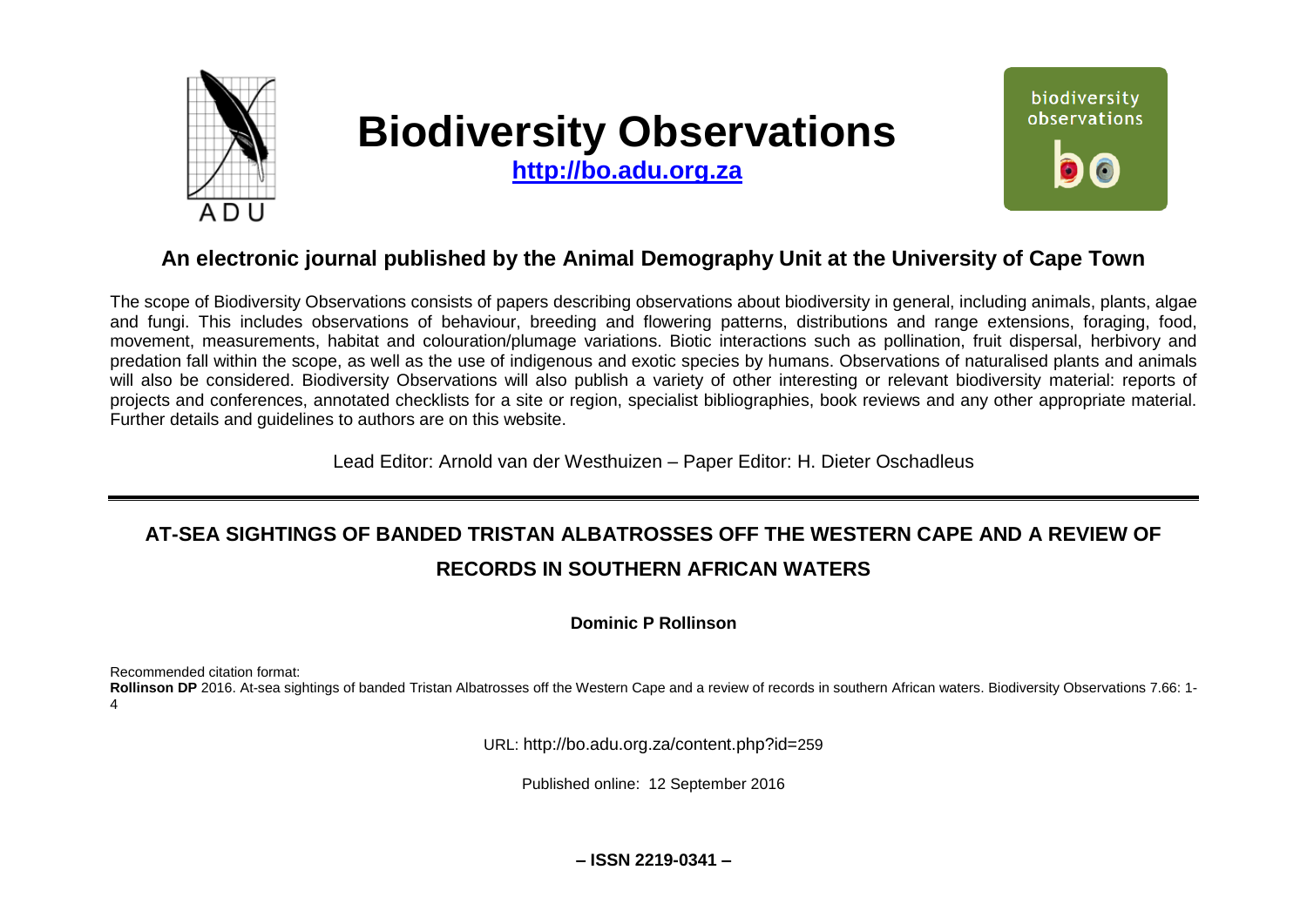# Biodiversity Observations

**http://bo.adu.org.za**

## An electronic journal published by the Animal Demography Unit at the University of Cape Town

The scope of Biodiversity Observations consists of papers describing observations about biodiversity in general, including animals, plants, algae and fungi. This includes observations of behaviour, breeding and flowering patterns, distributions and range extensions, foraging, food, movement, measurements, habitat and colouration/plumage variations. Biotic interactions such as pollination, fruit dispersal, herbivory and predation fall within the scope, as well as the use of indigenous and exotic species by humans. Observations of naturalised plants and animals will also be considered. Biodiversity Observations will also publish a variety of other interesting or relevant biodiversity material: reports of projects and conferences, annotated checklists for a site or region, specialist bibliographies, book reviews and any other appropriate material. Further details and guidelines to authors are on this website.

Lead Editor: Arnold van der Westhuizen – Paper Editor: H. Dieter Oschadleus

---

# AT-SEA SIGHTINGS OF BANDED TRISTAN ALBATROSSES OFF THE WESTERN CAPE AND A REVIEW OF RECORDS IN SOUTHERN AFRICAN WATERS

**Dominic P Rollinson**

Recommended citation format:
**Rollinson DP** 2016. At-sea sightings of banded Tristan Albatrosses off the Western Cape and a review of records in southern African waters. Biodiversity Observations 7.66: 1-4

URL: http://bo.adu.org.za/content.php?id=259

Published online: 12 September 2016

**– ISSN 2219-0341 –**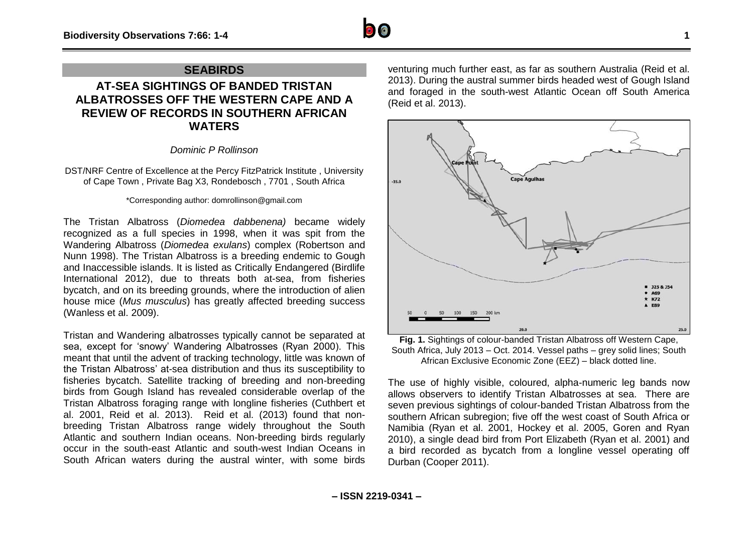## SEABIRDS

# AT-SEA SIGHTINGS OF BANDED TRISTAN ALBATROSSES OFF THE WESTERN CAPE AND A REVIEW OF RECORDS IN SOUTHERN AFRICAN WATERS

*Dominic P Rollinson*

DST/NRF Centre of Excellence at the Percy FitzPatrick Institute , University of Cape Town , Private Bag X3, Rondebosch , 7701 , South Africa

\*Corresponding author: domrollinson@gmail.com

The Tristan Albatross (*Diomedea dabbenena)* became widely recognized as a full species in 1998, when it was spit from the Wandering Albatross (*Diomedea exulans*) complex (Robertson and Nunn 1998). The Tristan Albatross is a breeding endemic to Gough and Inaccessible islands. It is listed as Critically Endangered (Birdlife International 2012), due to threats both at-sea, from fisheries bycatch, and on its breeding grounds, where the introduction of alien house mice (*Mus musculus*) has greatly affected breeding success (Wanless et al. 2009).

Tristan and Wandering albatrosses typically cannot be separated at sea, except for 'snowy' Wandering Albatrosses (Ryan 2000). This meant that until the advent of tracking technology, little was known of the Tristan Albatross' at-sea distribution and thus its susceptibility to fisheries bycatch. Satellite tracking of breeding and non-breeding birds from Gough Island has revealed considerable overlap of the Tristan Albatross foraging range with longline fisheries (Cuthbert et al. 2001, Reid et al. 2013). Reid et al. (2013) found that non-breeding Tristan Albatross range widely throughout the South Atlantic and southern Indian oceans. Non-breeding birds regularly occur in the south-east Atlantic and south-west Indian Oceans in South African waters during the austral winter, with some birds venturing much further east, as far as southern Australia (Reid et al. 2013). During the austral summer birds headed west of Gough Island and foraged in the south-west Atlantic Ocean off South America (Reid et al. 2013).

**Fig. 1.** Sightings of colour-banded Tristan Albatross off Western Cape, South Africa, July 2013 – Oct. 2014. Vessel paths – grey solid lines; South African Exclusive Economic Zone (EEZ) – black dotted line.

The use of highly visible, coloured, alpha-numeric leg bands now allows observers to identify Tristan Albatrosses at sea. There are seven previous sightings of colour-banded Tristan Albatross from the southern African subregion; five off the west coast of South Africa or Namibia (Ryan et al. 2001, Hockey et al. 2005, Goren and Ryan 2010), a single dead bird from Port Elizabeth (Ryan et al. 2001) and a bird recorded as bycatch from a longline vessel operating off Durban (Cooper 2011).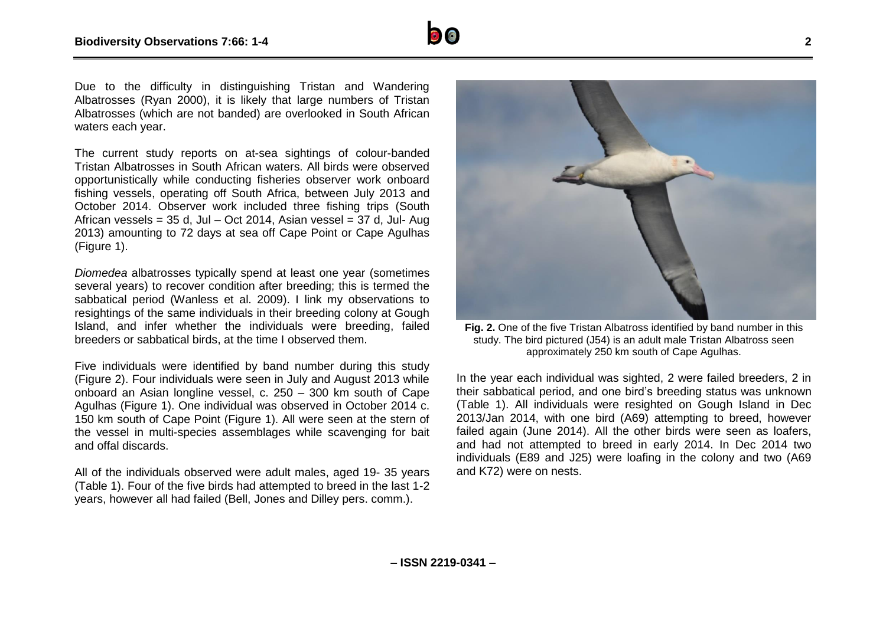Due to the difficulty in distinguishing Tristan and Wandering Albatrosses (Ryan 2000), it is likely that large numbers of Tristan Albatrosses (which are not banded) are overlooked in South African waters each year.

The current study reports on at-sea sightings of colour-banded Tristan Albatrosses in South African waters. All birds were observed opportunistically while conducting fisheries observer work onboard fishing vessels, operating off South Africa, between July 2013 and October 2014. Observer work included three fishing trips (South African vessels = 35 d, Jul – Oct 2014, Asian vessel = 37 d, Jul- Aug 2013) amounting to 72 days at sea off Cape Point or Cape Agulhas (Figure 1).

*Diomedea* albatrosses typically spend at least one year (sometimes several years) to recover condition after breeding; this is termed the sabbatical period (Wanless et al. 2009). I link my observations to resightings of the same individuals in their breeding colony at Gough Island, and infer whether the individuals were breeding, failed breeders or sabbatical birds, at the time I observed them.

Five individuals were identified by band number during this study (Figure 2). Four individuals were seen in July and August 2013 while onboard an Asian longline vessel, c. 250 – 300 km south of Cape Agulhas (Figure 1). One individual was observed in October 2014 c. 150 km south of Cape Point (Figure 1). All were seen at the stern of the vessel in multi-species assemblages while scavenging for bait and offal discards.

All of the individuals observed were adult males, aged 19- 35 years (Table 1). Four of the five birds had attempted to breed in the last 1-2 years, however all had failed (Bell, Jones and Dilley pers. comm.).

**Fig. 2.** One of the five Tristan Albatross identified by band number in this study. The bird pictured (J54) is an adult male Tristan Albatross seen approximately 250 km south of Cape Agulhas.

In the year each individual was sighted, 2 were failed breeders, 2 in their sabbatical period, and one bird's breeding status was unknown (Table 1). All individuals were resighted on Gough Island in Dec 2013/Jan 2014, with one bird (A69) attempting to breed, however failed again (June 2014). All the other birds were seen as loafers, and had not attempted to breed in early 2014. In Dec 2014 two individuals (E89 and J25) were loafing in the colony and two (A69 and K72) were on nests.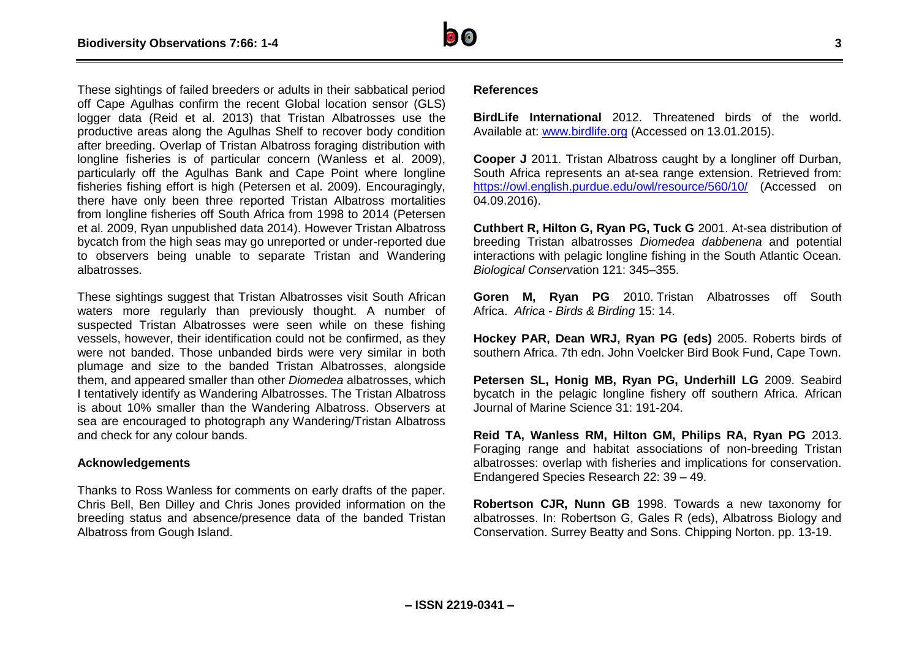These sightings of failed breeders or adults in their sabbatical period off Cape Agulhas confirm the recent Global location sensor (GLS) logger data (Reid et al. 2013) that Tristan Albatrosses use the productive areas along the Agulhas Shelf to recover body condition after breeding. Overlap of Tristan Albatross foraging distribution with longline fisheries is of particular concern (Wanless et al. 2009), particularly off the Agulhas Bank and Cape Point where longline fisheries fishing effort is high (Petersen et al. 2009). Encouragingly, there have only been three reported Tristan Albatross mortalities from longline fisheries off South Africa from 1998 to 2014 (Petersen et al. 2009, Ryan unpublished data 2014). However Tristan Albatross bycatch from the high seas may go unreported or under-reported due to observers being unable to separate Tristan and Wandering albatrosses.

These sightings suggest that Tristan Albatrosses visit South African waters more regularly than previously thought. A number of suspected Tristan Albatrosses were seen while on these fishing vessels, however, their identification could not be confirmed, as they were not banded. Those unbanded birds were very similar in both plumage and size to the banded Tristan Albatrosses, alongside them, and appeared smaller than other *Diomedea* albatrosses, which I tentatively identify as Wandering Albatrosses. The Tristan Albatross is about 10% smaller than the Wandering Albatross. Observers at sea are encouraged to photograph any Wandering/Tristan Albatross and check for any colour bands.

## Acknowledgements

Thanks to Ross Wanless for comments on early drafts of the paper. Chris Bell, Ben Dilley and Chris Jones provided information on the breeding status and absence/presence data of the banded Tristan Albatross from Gough Island.

## References

**BirdLife International** 2012. Threatened birds of the world. Available at: www.birdlife.org (Accessed on 13.01.2015).

**Cooper J** 2011. Tristan Albatross caught by a longliner off Durban, South Africa represents an at-sea range extension. Retrieved from: https://owl.english.purdue.edu/owl/resource/560/10/ (Accessed on 04.09.2016).

**Cuthbert R, Hilton G, Ryan PG, Tuck G** 2001. At-sea distribution of breeding Tristan albatrosses *Diomedea dabbenena* and potential interactions with pelagic longline fishing in the South Atlantic Ocean. *Biological Conservation* 121: 345–355.

**Goren M, Ryan PG** 2010. Tristan Albatrosses off South Africa. *Africa - Birds & Birding* 15: 14.

**Hockey PAR, Dean WRJ, Ryan PG (eds)** 2005. Roberts birds of southern Africa. 7th edn. John Voelcker Bird Book Fund, Cape Town.

**Petersen SL, Honig MB, Ryan PG, Underhill LG** 2009. Seabird bycatch in the pelagic longline fishery off southern Africa. African Journal of Marine Science 31: 191-204.

**Reid TA, Wanless RM, Hilton GM, Philips RA, Ryan PG** 2013. Foraging range and habitat associations of non-breeding Tristan albatrosses: overlap with fisheries and implications for conservation. Endangered Species Research 22: 39 – 49.

**Robertson CJR, Nunn GB** 1998. Towards a new taxonomy for albatrosses. In: Robertson G, Gales R (eds), Albatross Biology and Conservation. Surrey Beatty and Sons. Chipping Norton. pp. 13-19.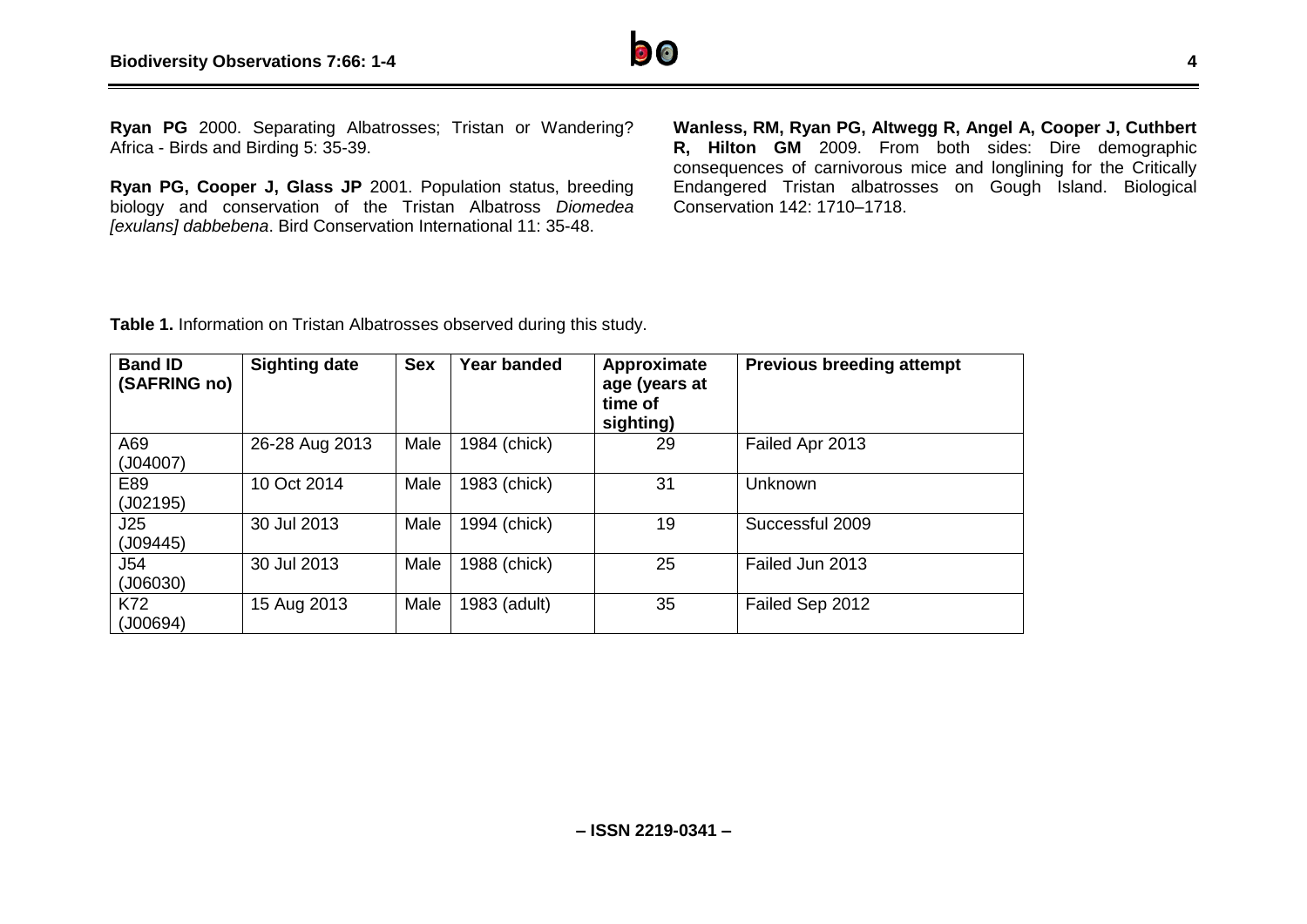**Ryan PG** 2000. Separating Albatrosses; Tristan or Wandering? Africa - Birds and Birding 5: 35-39.

**Ryan PG, Cooper J, Glass JP** 2001. Population status, breeding biology and conservation of the Tristan Albatross *Diomedea [exulans] dabbebena*. Bird Conservation International 11: 35-48.

**Wanless, RM, Ryan PG, Altwegg R, Angel A, Cooper J, Cuthbert R, Hilton GM** 2009. From both sides: Dire demographic consequences of carnivorous mice and longlining for the Critically Endangered Tristan albatrosses on Gough Island. Biological Conservation 142: 1710–1718.

**Table 1.** Information on Tristan Albatrosses observed during this study.

| Band ID (SAFRING no) | Sighting date | Sex | Year banded | Approximate age (years at time of sighting) | Previous breeding attempt |
|---|---|---|---|---|---|
| A69 (J04007) | 26-28 Aug 2013 | Male | 1984 (chick) | 29 | Failed Apr 2013 |
| E89 (J02195) | 10 Oct 2014 | Male | 1983 (chick) | 31 | Unknown |
| J25 (J09445) | 30 Jul 2013 | Male | 1994 (chick) | 19 | Successful 2009 |
| J54 (J06030) | 30 Jul 2013 | Male | 1988 (chick) | 25 | Failed Jun 2013 |
| K72 (J00694) | 15 Aug 2013 | Male | 1983 (adult) | 35 | Failed Sep 2012 |